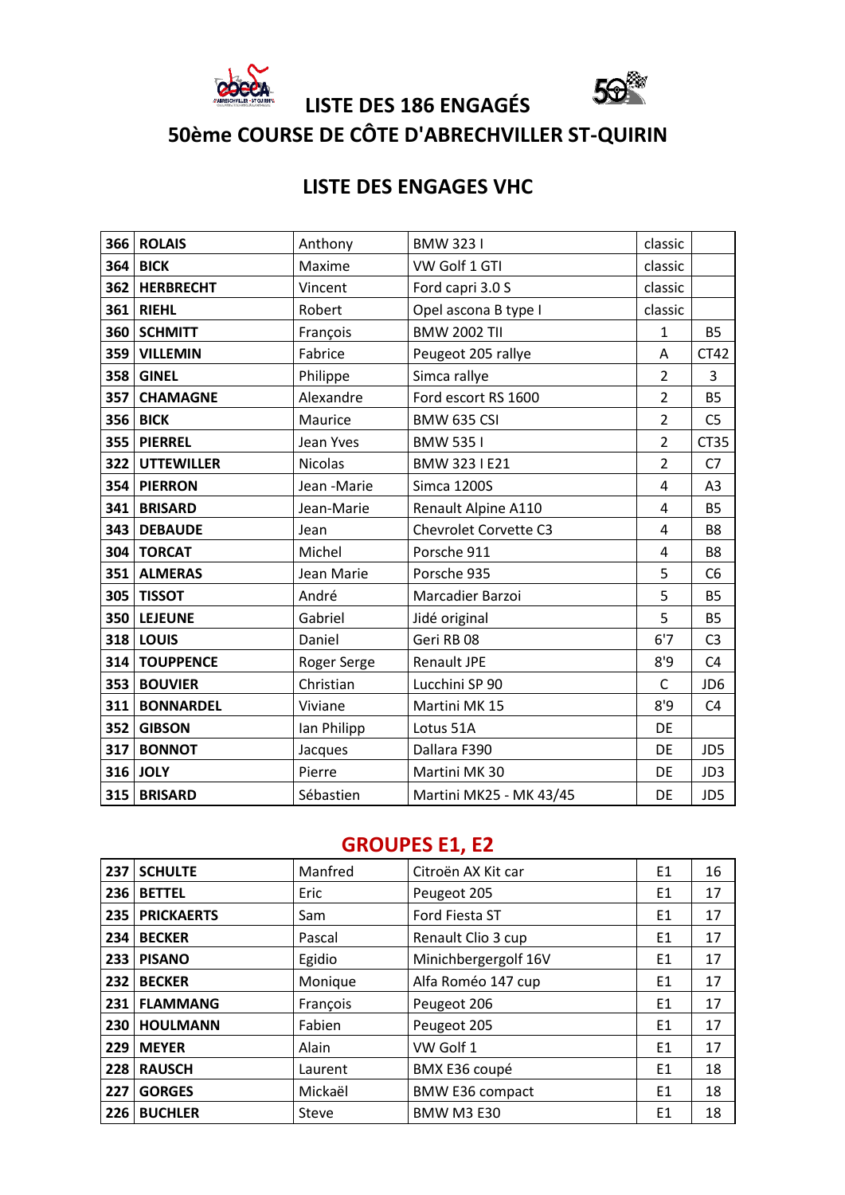# LISTE DES 186 ENGAGÉS

# 50ème COURSE DE CÔTE D'ABRECHVILLER ST-QUIRIN

## LISTE DES ENGAGES VHC

| | | | | | |
|---|---|---|---|---|---|
| 366 | **ROLAIS** | Anthony | BMW 323 I | classic | |
| 364 | **BICK** | Maxime | VW Golf 1 GTI | classic | |
| 362 | **HERBRECHT** | Vincent | Ford capri 3.0 S | classic | |
| 361 | **RIEHL** | Robert | Opel ascona B type I | classic | |
| 360 | **SCHMITT** | François | BMW 2002 TII | 1 | B5 |
| 359 | **VILLEMIN** | Fabrice | Peugeot 205 rallye | A | CT42 |
| 358 | **GINEL** | Philippe | Simca rallye | 2 | 3 |
| 357 | **CHAMAGNE** | Alexandre | Ford escort RS 1600 | 2 | B5 |
| 356 | **BICK** | Maurice | BMW 635 CSI | 2 | C5 |
| 355 | **PIERREL** | Jean Yves | BMW 535 I | 2 | CT35 |
| 322 | **UTTEWILLER** | Nicolas | BMW 323 I E21 | 2 | C7 |
| 354 | **PIERRON** | Jean -Marie | Simca 1200S | 4 | A3 |
| 341 | **BRISARD** | Jean-Marie | Renault Alpine A110 | 4 | B5 |
| 343 | **DEBAUDE** | Jean | Chevrolet Corvette C3 | 4 | B8 |
| 304 | **TORCAT** | Michel | Porsche 911 | 4 | B8 |
| 351 | **ALMERAS** | Jean Marie | Porsche 935 | 5 | C6 |
| 305 | **TISSOT** | André | Marcadier Barzoi | 5 | B5 |
| 350 | **LEJEUNE** | Gabriel | Jidé original | 5 | B5 |
| 318 | **LOUIS** | Daniel | Geri RB 08 | 6'7 | C3 |
| 314 | **TOUPPENCE** | Roger Serge | Renault JPE | 8'9 | C4 |
| 353 | **BOUVIER** | Christian | Lucchini SP 90 | C | JD6 |
| 311 | **BONNARDEL** | Viviane | Martini MK 15 | 8'9 | C4 |
| 352 | **GIBSON** | Ian Philipp | Lotus 51A | DE | |
| 317 | **BONNOT** | Jacques | Dallara F390 | DE | JD5 |
| 316 | **JOLY** | Pierre | Martini MK 30 | DE | JD3 |
| 315 | **BRISARD** | Sébastien | Martini MK25 - MK 43/45 | DE | JD5 |

## GROUPES E1, E2

| | | | | | |
|---|---|---|---|---|---|
| 237 | **SCHULTE** | Manfred | Citroën AX Kit car | E1 | 16 |
| 236 | **BETTEL** | Eric | Peugeot 205 | E1 | 17 |
| 235 | **PRICKAERTS** | Sam | Ford Fiesta ST | E1 | 17 |
| 234 | **BECKER** | Pascal | Renault Clio 3 cup | E1 | 17 |
| 233 | **PISANO** | Egidio | Minichbergergolf 16V | E1 | 17 |
| 232 | **BECKER** | Monique | Alfa Roméo 147 cup | E1 | 17 |
| 231 | **FLAMMANG** | François | Peugeot 206 | E1 | 17 |
| 230 | **HOULMANN** | Fabien | Peugeot 205 | E1 | 17 |
| 229 | **MEYER** | Alain | VW Golf 1 | E1 | 17 |
| 228 | **RAUSCH** | Laurent | BMX E36 coupé | E1 | 18 |
| 227 | **GORGES** | Mickaël | BMW E36 compact | E1 | 18 |
| 226 | **BUCHLER** | Steve | BMW M3 E30 | E1 | 18 |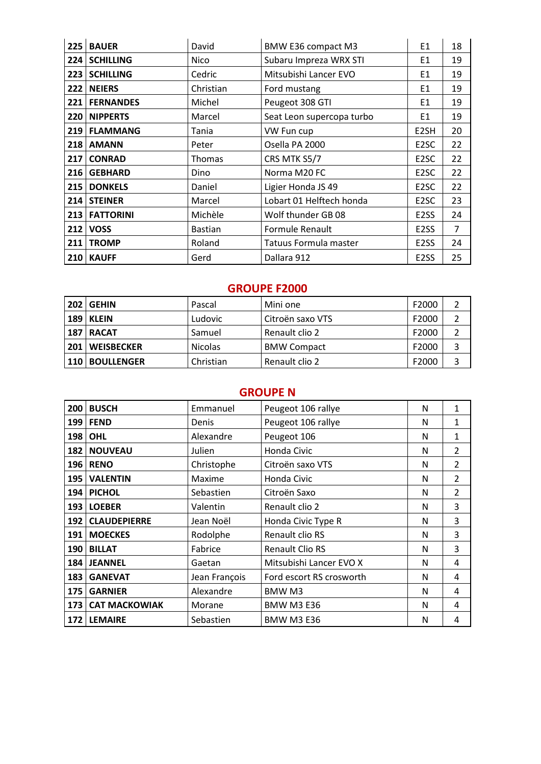| 225 | **BAUER** | David | BMW E36 compact M3 | E1 | 18 |
|---|---|---|---|---|---|
| 224 | **SCHILLING** | Nico | Subaru Impreza WRX STI | E1 | 19 |
| 223 | **SCHILLING** | Cedric | Mitsubishi Lancer EVO | E1 | 19 |
| 222 | **NEIERS** | Christian | Ford mustang | E1 | 19 |
| 221 | **FERNANDES** | Michel | Peugeot 308 GTI | E1 | 19 |
| 220 | **NIPPERTS** | Marcel | Seat Leon supercopa turbo | E1 | 19 |
| 219 | **FLAMMANG** | Tania | VW Fun cup | E2SH | 20 |
| 218 | **AMANN** | Peter | Osella PA 2000 | E2SC | 22 |
| 217 | **CONRAD** | Thomas | CRS MTK S5/7 | E2SC | 22 |
| 216 | **GEBHARD** | Dino | Norma M20 FC | E2SC | 22 |
| 215 | **DONKELS** | Daniel | Ligier Honda JS 49 | E2SC | 22 |
| 214 | **STEINER** | Marcel | Lobart 01 Helftech honda | E2SC | 23 |
| 213 | **FATTORINI** | Michèle | Wolf thunder GB 08 | E2SS | 24 |
| 212 | **VOSS** | Bastian | Formule Renault | E2SS | 7 |
| 211 | **TROMP** | Roland | Tatuus Formula master | E2SS | 24 |
| 210 | **KAUFF** | Gerd | Dallara 912 | E2SS | 25 |

## GROUPE F2000

| 202 | **GEHIN** | Pascal | Mini one | F2000 | 2 |
|---|---|---|---|---|---|
| 189 | **KLEIN** | Ludovic | Citroën saxo VTS | F2000 | 2 |
| 187 | **RACAT** | Samuel | Renault clio 2 | F2000 | 2 |
| 201 | **WEISBECKER** | Nicolas | BMW Compact | F2000 | 3 |
| 110 | **BOULLENGER** | Christian | Renault clio 2 | F2000 | 3 |

## GROUPE N

| 200 | **BUSCH** | Emmanuel | Peugeot 106 rallye | N | 1 |
|---|---|---|---|---|---|
| 199 | **FEND** | Denis | Peugeot 106 rallye | N | 1 |
| 198 | **OHL** | Alexandre | Peugeot 106 | N | 1 |
| 182 | **NOUVEAU** | Julien | Honda Civic | N | 2 |
| 196 | **RENO** | Christophe | Citroën saxo VTS | N | 2 |
| 195 | **VALENTIN** | Maxime | Honda Civic | N | 2 |
| 194 | **PICHOL** | Sebastien | Citroën Saxo | N | 2 |
| 193 | **LOEBER** | Valentin | Renault clio 2 | N | 3 |
| 192 | **CLAUDEPIERRE** | Jean Noël | Honda Civic Type R | N | 3 |
| 191 | **MOECKES** | Rodolphe | Renault clio RS | N | 3 |
| 190 | **BILLAT** | Fabrice | Renault Clio RS | N | 3 |
| 184 | **JEANNEL** | Gaetan | Mitsubishi Lancer EVO X | N | 4 |
| 183 | **GANEVAT** | Jean François | Ford escort RS crosworth | N | 4 |
| 175 | **GARNIER** | Alexandre | BMW M3 | N | 4 |
| 173 | **CAT MACKOWIAK** | Morane | BMW M3 E36 | N | 4 |
| 172 | **LEMAIRE** | Sebastien | BMW M3 E36 | N | 4 |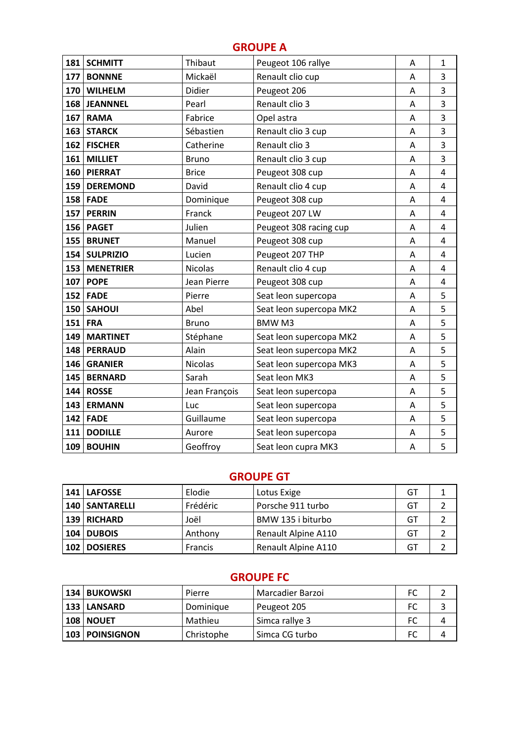## GROUPE A

| | | | | | |
|---|---|---|---|---|---|
| **181** | **SCHMITT** | Thibaut | Peugeot 106 rallye | A | 1 |
| **177** | **BONNNE** | Mickaël | Renault clio cup | A | 3 |
| **170** | **WILHELM** | Didier | Peugeot 206 | A | 3 |
| **168** | **JEANNNEL** | Pearl | Renault clio 3 | A | 3 |
| **167** | **RAMA** | Fabrice | Opel astra | A | 3 |
| **163** | **STARCK** | Sébastien | Renault clio 3 cup | A | 3 |
| **162** | **FISCHER** | Catherine | Renault clio 3 | A | 3 |
| **161** | **MILLIET** | Bruno | Renault clio 3 cup | A | 3 |
| **160** | **PIERRAT** | Brice | Peugeot 308 cup | A | 4 |
| **159** | **DEREMOND** | David | Renault clio 4 cup | A | 4 |
| **158** | **FADE** | Dominique | Peugeot 308 cup | A | 4 |
| **157** | **PERRIN** | Franck | Peugeot 207 LW | A | 4 |
| **156** | **PAGET** | Julien | Peugeot 308 racing cup | A | 4 |
| **155** | **BRUNET** | Manuel | Peugeot 308 cup | A | 4 |
| **154** | **SULPRIZIO** | Lucien | Peugeot 207 THP | A | 4 |
| **153** | **MENETRIER** | Nicolas | Renault clio 4 cup | A | 4 |
| **107** | **POPE** | Jean Pierre | Peugeot 308 cup | A | 4 |
| **152** | **FADE** | Pierre | Seat leon supercopa | A | 5 |
| **150** | **SAHOUI** | Abel | Seat leon supercopa MK2 | A | 5 |
| **151** | **FRA** | Bruno | BMW M3 | A | 5 |
| **149** | **MARTINET** | Stéphane | Seat leon supercopa MK2 | A | 5 |
| **148** | **PERRAUD** | Alain | Seat leon supercopa MK2 | A | 5 |
| **146** | **GRANIER** | Nicolas | Seat leon supercopa MK3 | A | 5 |
| **145** | **BERNARD** | Sarah | Seat leon MK3 | A | 5 |
| **144** | **ROSSE** | Jean François | Seat leon supercopa | A | 5 |
| **143** | **ERMANN** | Luc | Seat leon supercopa | A | 5 |
| **142** | **FADE** | Guillaume | Seat leon supercopa | A | 5 |
| **111** | **DODILLE** | Aurore | Seat leon supercopa | A | 5 |
| **109** | **BOUHIN** | Geoffroy | Seat leon cupra MK3 | A | 5 |

## GROUPE GT

| | | | | | |
|---|---|---|---|---|---|
| **141** | **LAFOSSE** | Elodie | Lotus Exige | GT | 1 |
| **140** | **SANTARELLI** | Frédéric | Porsche 911 turbo | GT | 2 |
| **139** | **RICHARD** | Joël | BMW 135 i biturbo | GT | 2 |
| **104** | **DUBOIS** | Anthony | Renault Alpine A110 | GT | 2 |
| **102** | **DOSIERES** | Francis | Renault Alpine A110 | GT | 2 |

## GROUPE FC

| | | | | | |
|---|---|---|---|---|---|
| **134** | **BUKOWSKI** | Pierre | Marcadier Barzoi | FC | 2 |
| **133** | **LANSARD** | Dominique | Peugeot 205 | FC | 3 |
| **108** | **NOUET** | Mathieu | Simca rallye 3 | FC | 4 |
| **103** | **POINSIGNON** | Christophe | Simca CG turbo | FC | 4 |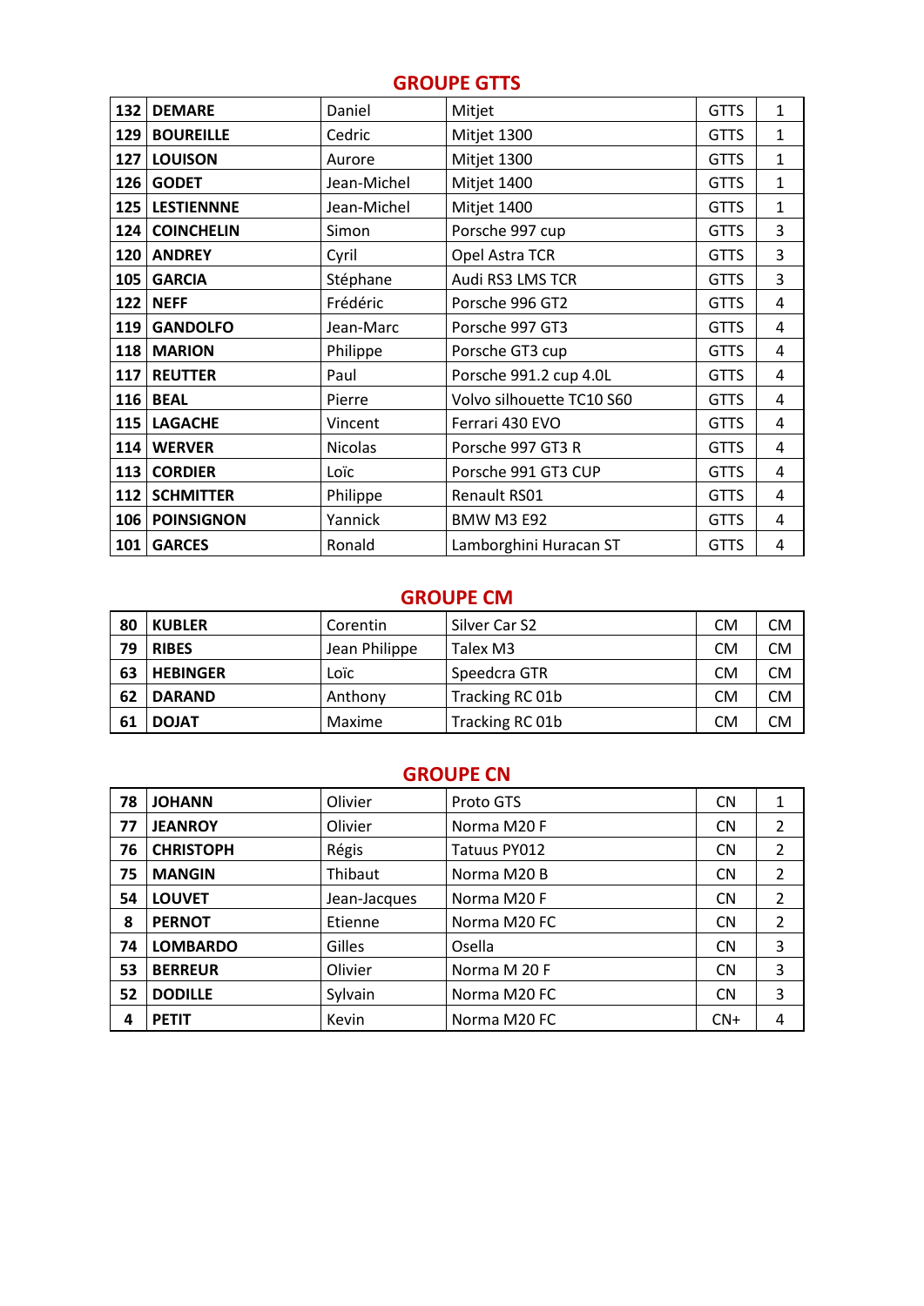## GROUPE GTTS

| | | | | | |
|---|---|---|---|---|---|
| 132 | **DEMARE** | Daniel | Mitjet | GTTS | 1 |
| 129 | **BOUREILLE** | Cedric | Mitjet 1300 | GTTS | 1 |
| 127 | **LOUISON** | Aurore | Mitjet 1300 | GTTS | 1 |
| 126 | **GODET** | Jean-Michel | Mitjet 1400 | GTTS | 1 |
| 125 | **LESTIENNNE** | Jean-Michel | Mitjet 1400 | GTTS | 1 |
| 124 | **COINCHELIN** | Simon | Porsche 997 cup | GTTS | 3 |
| 120 | **ANDREY** | Cyril | Opel Astra TCR | GTTS | 3 |
| 105 | **GARCIA** | Stéphane | Audi RS3 LMS TCR | GTTS | 3 |
| 122 | **NEFF** | Frédéric | Porsche 996 GT2 | GTTS | 4 |
| 119 | **GANDOLFO** | Jean-Marc | Porsche 997 GT3 | GTTS | 4 |
| 118 | **MARION** | Philippe | Porsche GT3 cup | GTTS | 4 |
| 117 | **REUTTER** | Paul | Porsche 991.2 cup 4.0L | GTTS | 4 |
| 116 | **BEAL** | Pierre | Volvo silhouette TC10 S60 | GTTS | 4 |
| 115 | **LAGACHE** | Vincent | Ferrari 430 EVO | GTTS | 4 |
| 114 | **WERVER** | Nicolas | Porsche 997 GT3 R | GTTS | 4 |
| 113 | **CORDIER** | Loïc | Porsche 991 GT3 CUP | GTTS | 4 |
| 112 | **SCHMITTER** | Philippe | Renault RS01 | GTTS | 4 |
| 106 | **POINSIGNON** | Yannick | BMW M3 E92 | GTTS | 4 |
| 101 | **GARCES** | Ronald | Lamborghini Huracan ST | GTTS | 4 |

## GROUPE CM

| | | | | | |
|---|---|---|---|---|---|
| 80 | **KUBLER** | Corentin | Silver Car S2 | CM | CM |
| 79 | **RIBES** | Jean Philippe | Talex M3 | CM | CM |
| 63 | **HEBINGER** | Loïc | Speedcra GTR | CM | CM |
| 62 | **DARAND** | Anthony | Tracking RC 01b | CM | CM |
| 61 | **DOJAT** | Maxime | Tracking RC 01b | CM | CM |

## GROUPE CN

| | | | | | |
|---|---|---|---|---|---|
| 78 | **JOHANN** | Olivier | Proto GTS | CN | 1 |
| 77 | **JEANROY** | Olivier | Norma M20 F | CN | 2 |
| 76 | **CHRISTOPH** | Régis | Tatuus PY012 | CN | 2 |
| 75 | **MANGIN** | Thibaut | Norma M20 B | CN | 2 |
| 54 | **LOUVET** | Jean-Jacques | Norma M20 F | CN | 2 |
| 8 | **PERNOT** | Etienne | Norma M20 FC | CN | 2 |
| 74 | **LOMBARDO** | Gilles | Osella | CN | 3 |
| 53 | **BERREUR** | Olivier | Norma M 20 F | CN | 3 |
| 52 | **DODILLE** | Sylvain | Norma M20 FC | CN | 3 |
| 4 | **PETIT** | Kevin | Norma M20 FC | CN+ | 4 |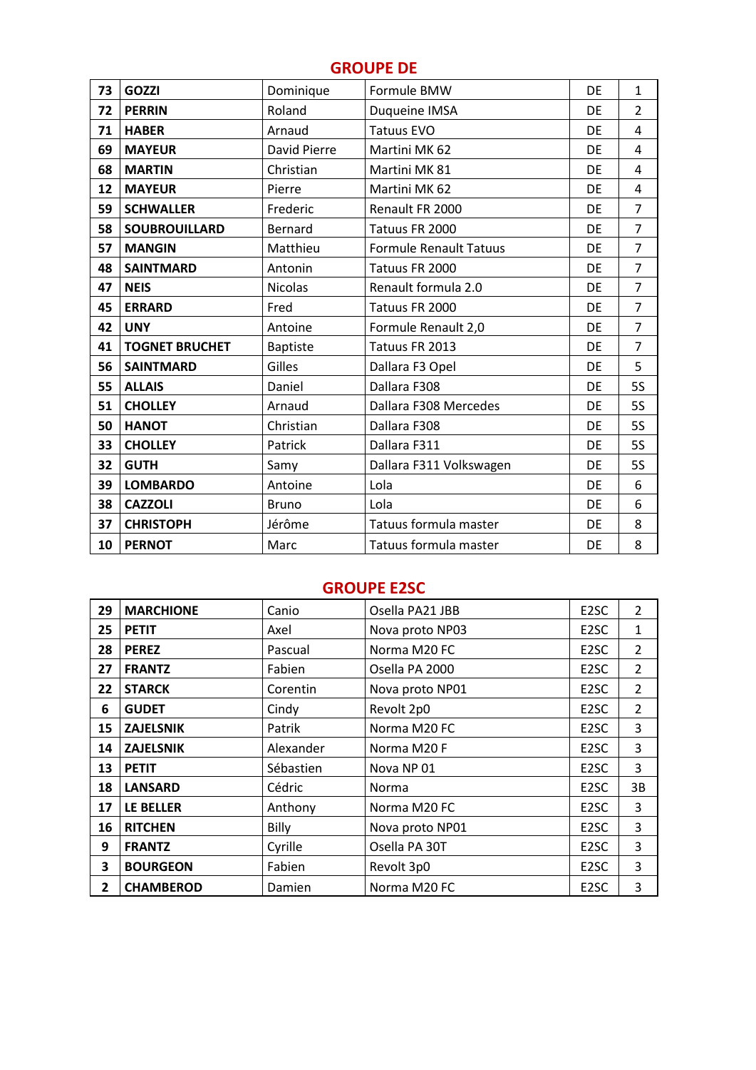## GROUPE DE

| | | | | | |
|---|---|---|---|---|---|
| 73 | **GOZZI** | Dominique | Formule BMW | DE | 1 |
| 72 | **PERRIN** | Roland | Duqueine IMSA | DE | 2 |
| 71 | **HABER** | Arnaud | Tatuus EVO | DE | 4 |
| 69 | **MAYEUR** | David Pierre | Martini MK 62 | DE | 4 |
| 68 | **MARTIN** | Christian | Martini MK 81 | DE | 4 |
| 12 | **MAYEUR** | Pierre | Martini MK 62 | DE | 4 |
| 59 | **SCHWALLER** | Frederic | Renault FR 2000 | DE | 7 |
| 58 | **SOUBROUILLARD** | Bernard | Tatuus FR 2000 | DE | 7 |
| 57 | **MANGIN** | Matthieu | Formule Renault Tatuus | DE | 7 |
| 48 | **SAINTMARD** | Antonin | Tatuus FR 2000 | DE | 7 |
| 47 | **NEIS** | Nicolas | Renault formula 2.0 | DE | 7 |
| 45 | **ERRARD** | Fred | Tatuus FR 2000 | DE | 7 |
| 42 | **UNY** | Antoine | Formule Renault 2,0 | DE | 7 |
| 41 | **TOGNET BRUCHET** | Baptiste | Tatuus FR 2013 | DE | 7 |
| 56 | **SAINTMARD** | Gilles | Dallara F3 Opel | DE | 5 |
| 55 | **ALLAIS** | Daniel | Dallara F308 | DE | 5S |
| 51 | **CHOLLEY** | Arnaud | Dallara F308 Mercedes | DE | 5S |
| 50 | **HANOT** | Christian | Dallara F308 | DE | 5S |
| 33 | **CHOLLEY** | Patrick | Dallara F311 | DE | 5S |
| 32 | **GUTH** | Samy | Dallara F311 Volkswagen | DE | 5S |
| 39 | **LOMBARDO** | Antoine | Lola | DE | 6 |
| 38 | **CAZZOLI** | Bruno | Lola | DE | 6 |
| 37 | **CHRISTOPH** | Jérôme | Tatuus formula master | DE | 8 |
| 10 | **PERNOT** | Marc | Tatuus formula master | DE | 8 |

## GROUPE E2SC

| | | | | | |
|---|---|---|---|---|---|
| 29 | **MARCHIONE** | Canio | Osella PA21 JBB | E2SC | 2 |
| 25 | **PETIT** | Axel | Nova proto NP03 | E2SC | 1 |
| 28 | **PEREZ** | Pascual | Norma M20 FC | E2SC | 2 |
| 27 | **FRANTZ** | Fabien | Osella PA 2000 | E2SC | 2 |
| 22 | **STARCK** | Corentin | Nova proto NP01 | E2SC | 2 |
| 6 | **GUDET** | Cindy | Revolt 2p0 | E2SC | 2 |
| 15 | **ZAJELSNIK** | Patrik | Norma M20 FC | E2SC | 3 |
| 14 | **ZAJELSNIK** | Alexander | Norma M20 F | E2SC | 3 |
| 13 | **PETIT** | Sébastien | Nova NP 01 | E2SC | 3 |
| 18 | **LANSARD** | Cédric | Norma | E2SC | 3B |
| 17 | **LE BELLER** | Anthony | Norma M20 FC | E2SC | 3 |
| 16 | **RITCHEN** | Billy | Nova proto NP01 | E2SC | 3 |
| 9 | **FRANTZ** | Cyrille | Osella PA 30T | E2SC | 3 |
| 3 | **BOURGEON** | Fabien | Revolt 3p0 | E2SC | 3 |
| 2 | **CHAMBEROD** | Damien | Norma M20 FC | E2SC | 3 |